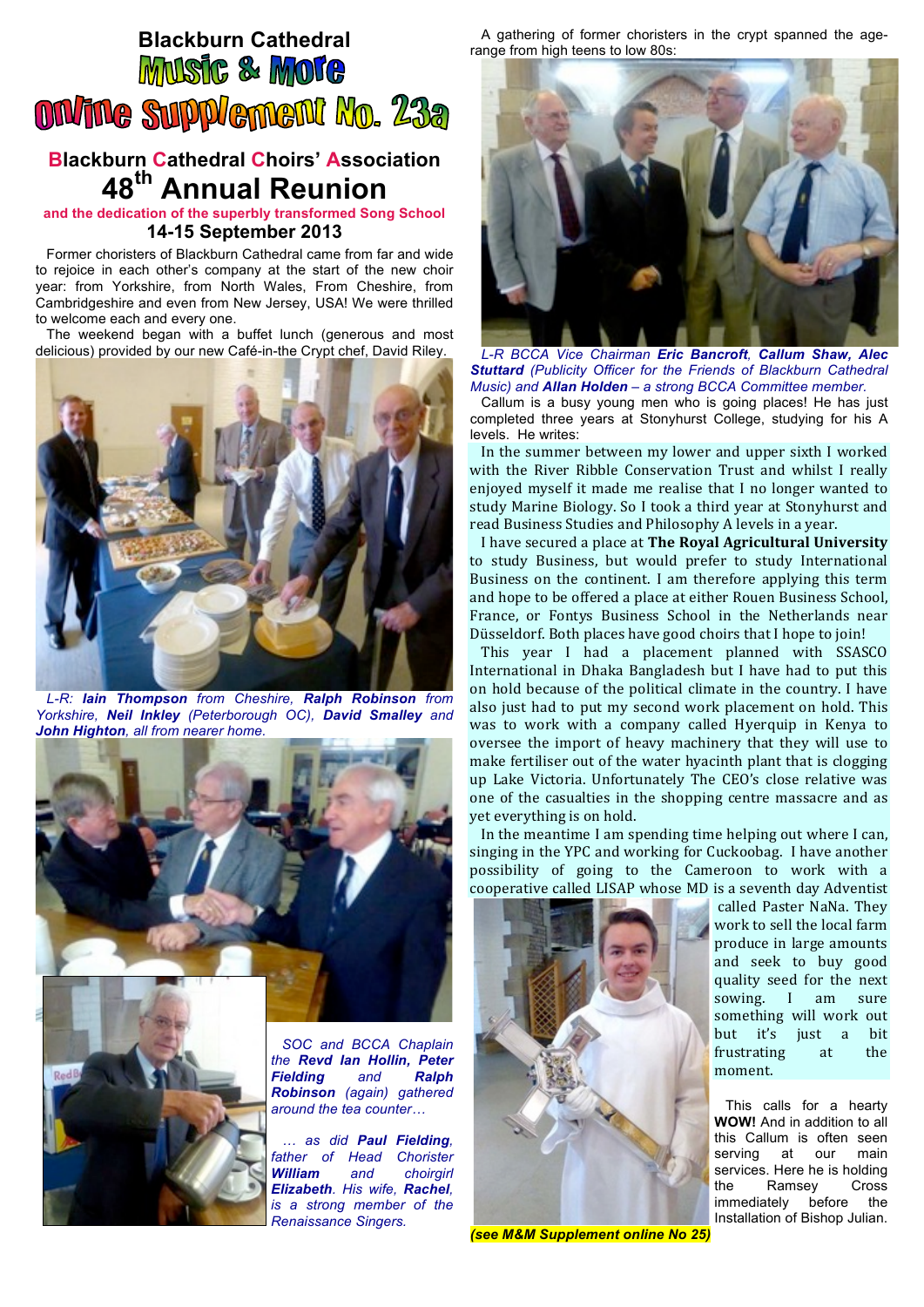# Blackburn Cathedral

# Music & More

# Online Supplement No. 23a

## Blackburn Cathedral Choirs' Association

## 48th Annual Reunion

**and the dedication of the superbly transformed Song School**

**14-15 September 2013**

Former choristers of Blackburn Cathedral came from far and wide to rejoice in each other's company at the start of the new choir year: from Yorkshire, from North Wales, From Cheshire, from Cambridgeshire and even from New Jersey, USA! We were thrilled to welcome each and every one.

The weekend began with a buffet lunch (generous and most delicious) provided by our new Café-in-the Crypt chef, David Riley.

*L-R: **Iain Thompson** from Cheshire, **Ralph Robinson** from Yorkshire, **Neil Inkley** (Peterborough OC), **David Smalley** and **John Highton**, all from nearer home.*

*SOC and BCCA Chaplain the **Revd Ian Hollin, Peter Fielding** and **Ralph Robinson** (again) gathered around the tea counter…*

*… as did **Paul Fielding**, father of Head Chorister **William** and choirgirl **Elizabeth**. His wife, **Rachel**, is a strong member of the Renaissance Singers.*

A gathering of former choristers in the crypt spanned the age-range from high teens to low 80s:

*L-R BCCA Vice Chairman **Eric Bancroft**, **Callum Shaw, Alec Stuttard** (Publicity Officer for the Friends of Blackburn Cathedral Music) and **Allan Holden** – a strong BCCA Committee member.*

Callum is a busy young men who is going places! He has just completed three years at Stonyhurst College, studying for his A levels. He writes:

In the summer between my lower and upper sixth I worked with the River Ribble Conservation Trust and whilst I really enjoyed myself it made me realise that I no longer wanted to study Marine Biology. So I took a third year at Stonyhurst and read Business Studies and Philosophy A levels in a year.

I have secured a place at **The Royal Agricultural University** to study Business, but would prefer to study International Business on the continent. I am therefore applying this term and hope to be offered a place at either Rouen Business School, France, or Fontys Business School in the Netherlands near Düsseldorf. Both places have good choirs that I hope to join!

This year I had a placement planned with SSASCO International in Dhaka Bangladesh but I have had to put this on hold because of the political climate in the country. I have also just had to put my second work placement on hold. This was to work with a company called Hyerquip in Kenya to oversee the import of heavy machinery that they will use to make fertiliser out of the water hyacinth plant that is clogging up Lake Victoria. Unfortunately The CEO's close relative was one of the casualties in the shopping centre massacre and as yet everything is on hold.

In the meantime I am spending time helping out where I can, singing in the YPC and working for Cuckoobag. I have another possibility of going to the Cameroon to work with a cooperative called LISAP whose MD is a seventh day Adventist called Paster NaNa. They work to sell the local farm produce in large amounts and seek to buy good quality seed for the next sowing. I am sure something will work out but it's just a bit frustrating at the moment.

This calls for a hearty **WOW!** And in addition to all this Callum is often seen serving at our main services. Here he is holding the Ramsey Cross immediately before the Installation of Bishop Julian.

***(see M&M Supplement online No 25)***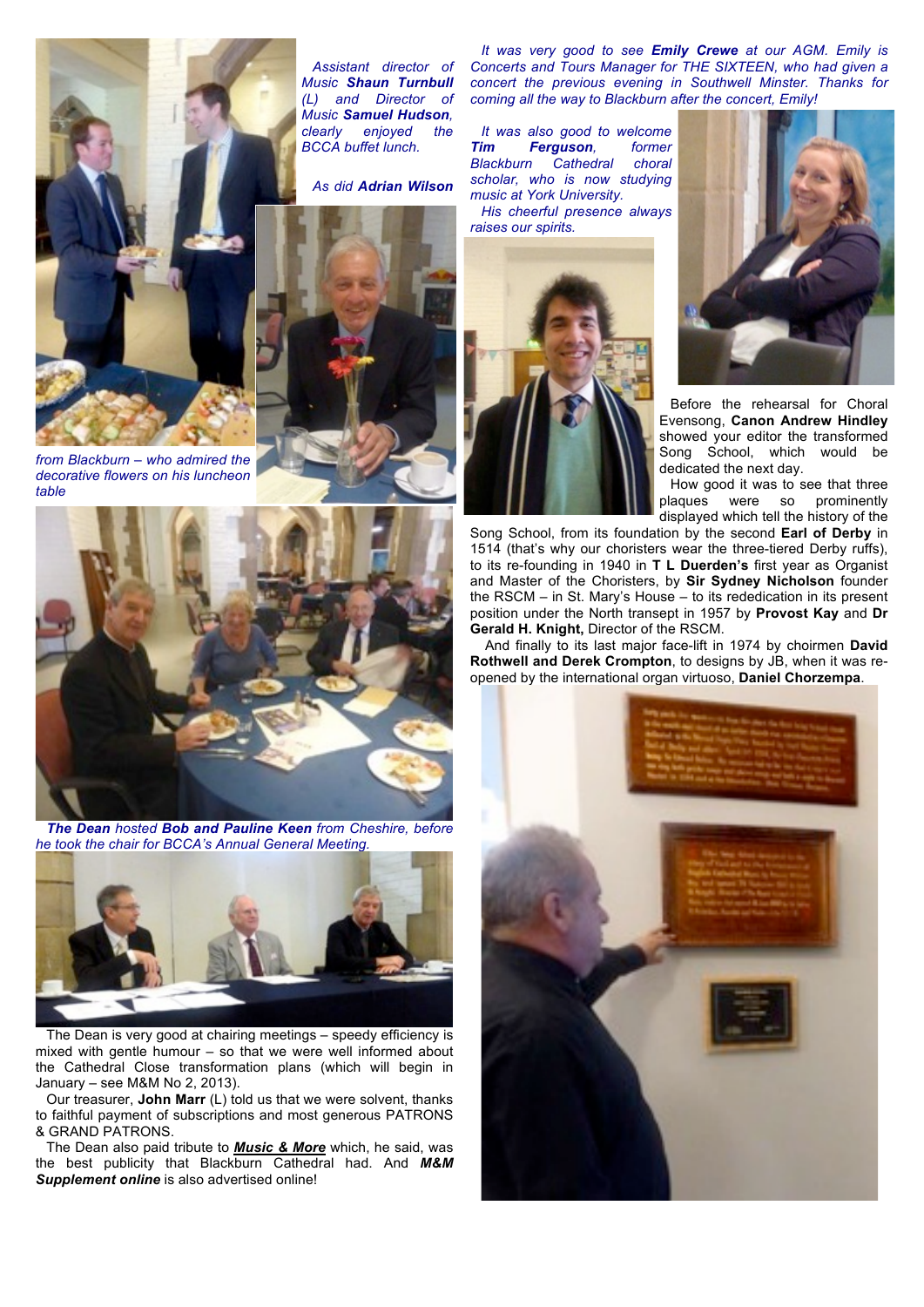*Assistant director of Music* ***Shaun Turnbull*** *(L) and Director of Music* ***Samuel Hudson****, clearly enjoyed the BCCA buffet lunch.*

*As did* ***Adrian Wilson*** *from Blackburn – who admired the decorative flowers on his luncheon table*

***The Dean*** *hosted* ***Bob and Pauline Keen*** *from Cheshire, before he took the chair for BCCA's Annual General Meeting.*

The Dean is very good at chairing meetings – speedy efficiency is mixed with gentle humour – so that we were well informed about the Cathedral Close transformation plans (which will begin in January – see M&M No 2, 2013).

Our treasurer, **John Marr** (L) told us that we were solvent, thanks to faithful payment of subscriptions and most generous PATRONS & GRAND PATRONS.

The Dean also paid tribute to ***Music & More*** which, he said, was the best publicity that Blackburn Cathedral had. And ***M&M Supplement online*** is also advertised online!

*It was very good to see* ***Emily Crewe*** *at our AGM. Emily is Concerts and Tours Manager for THE SIXTEEN, who had given a concert the previous evening in Southwell Minster. Thanks for coming all the way to Blackburn after the concert, Emily!*

*It was also good to welcome* ***Tim Ferguson****, former Blackburn Cathedral choral scholar, who is now studying music at York University.*

*His cheerful presence always raises our spirits.*

Before the rehearsal for Choral Evensong, **Canon Andrew Hindley** showed your editor the transformed Song School, which would be dedicated the next day.

How good it was to see that three plaques were so prominently displayed which tell the history of the Song School, from its foundation by the second **Earl of Derby** in 1514 (that's why our choristers wear the three-tiered Derby ruffs), to its re-founding in 1940 in **T L Duerden's** first year as Organist and Master of the Choristers, by **Sir Sydney Nicholson** founder the RSCM – in St. Mary's House – to its rededication in its present position under the North transept in 1957 by **Provost Kay** and **Dr Gerald H. Knight,** Director of the RSCM.

And finally to its last major face-lift in 1974 by choirmen **David Rothwell and Derek Crompton**, to designs by JB, when it was re-opened by the international organ virtuoso, **Daniel Chorzempa**.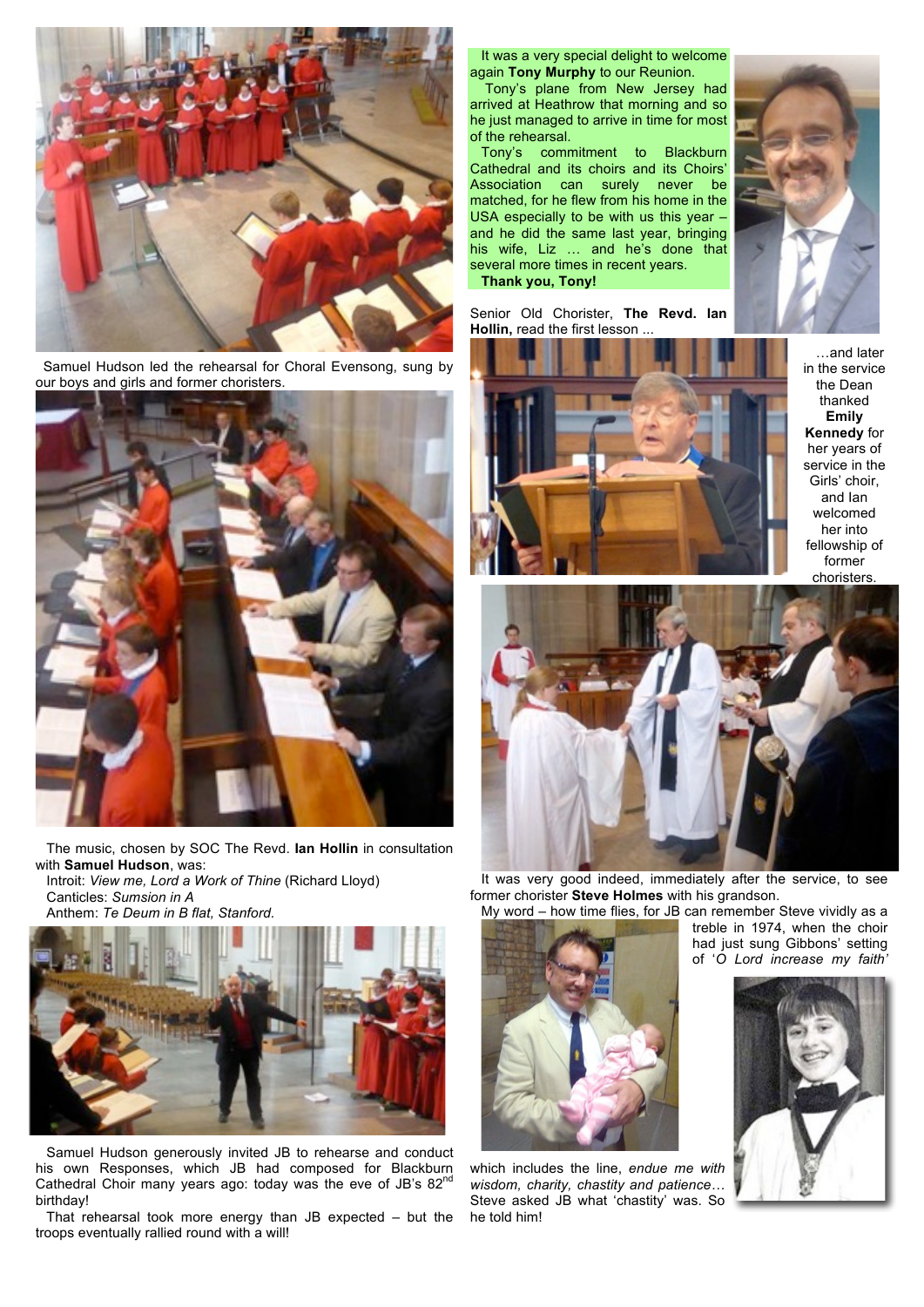Samuel Hudson led the rehearsal for Choral Evensong, sung by our boys and girls and former choristers.

The music, chosen by SOC The Revd. **Ian Hollin** in consultation with **Samuel Hudson**, was:

Introit: *View me, Lord a Work of Thine* (Richard Lloyd)
Canticles: *Sumsion in A*
Anthem: *Te Deum in B flat, Stanford.*

Samuel Hudson generously invited JB to rehearse and conduct his own Responses, which JB had composed for Blackburn Cathedral Choir many years ago: today was the eve of JB's 82nd birthday!

That rehearsal took more energy than JB expected – but the troops eventually rallied round with a will!

It was a very special delight to welcome again **Tony Murphy** to our Reunion.

Tony's plane from New Jersey had arrived at Heathrow that morning and so he just managed to arrive in time for most of the rehearsal.

Tony's commitment to Blackburn Cathedral and its choirs and its Choirs' Association can surely never be matched, for he flew from his home in the USA especially to be with us this year – and he did the same last year, bringing his wife, Liz … and he's done that several more times in recent years.

**Thank you, Tony!**

Senior Old Chorister, **The Revd. Ian Hollin,** read the first lesson ...

…and later in the service the Dean thanked **Emily Kennedy** for her years of service in the Girls' choir, and Ian welcomed her into fellowship of former choristers.

It was very good indeed, immediately after the service, to see former chorister **Steve Holmes** with his grandson.

My word – how time flies, for JB can remember Steve vividly as a treble in 1974, when the choir had just sung Gibbons' setting of '*O Lord increase my faith'* which includes the line, *endue me with wisdom, charity, chastity and patience…* Steve asked JB what 'chastity' was. So he told him!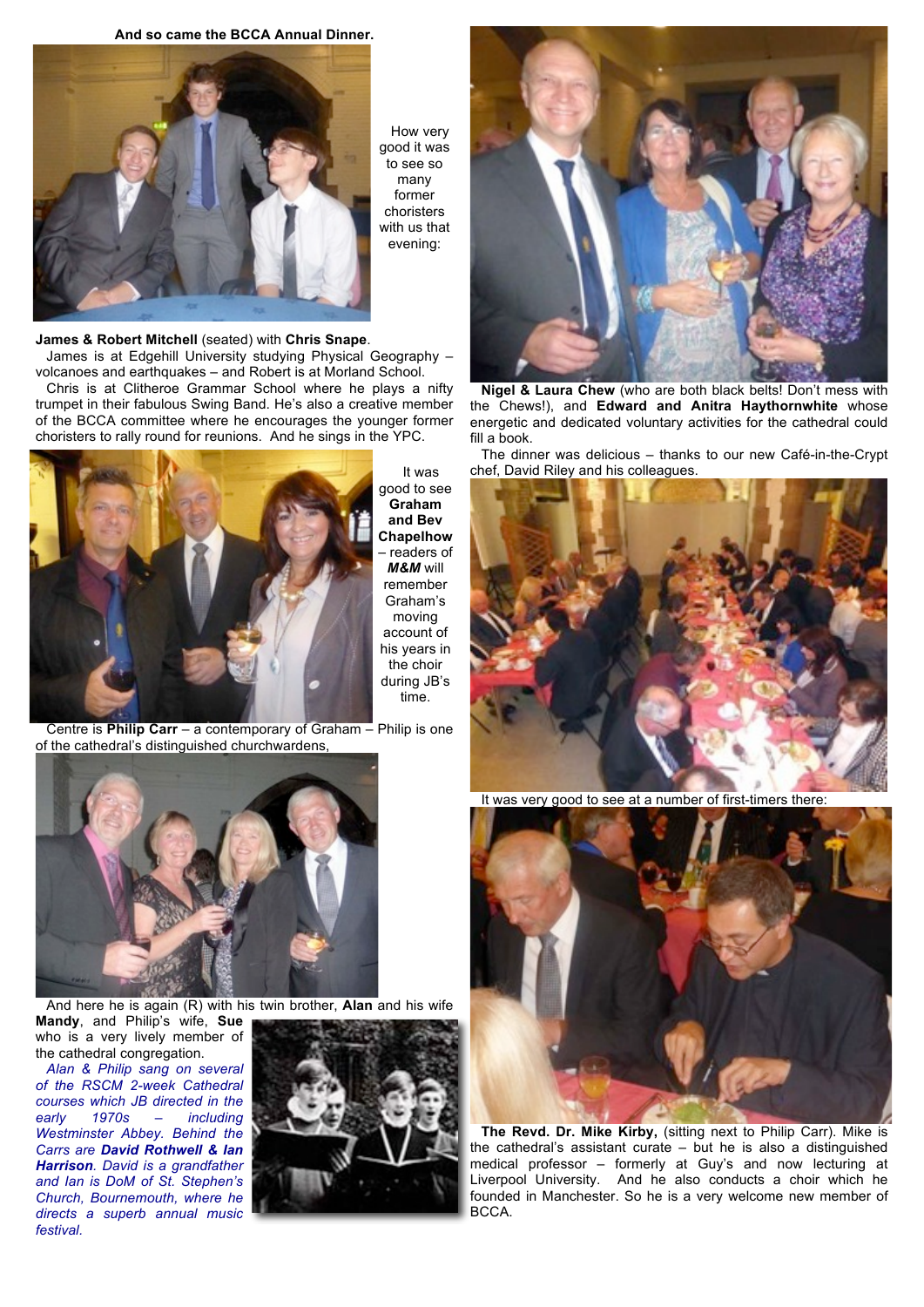**And so came the BCCA Annual Dinner.**

How very good it was to see so many former choristers with us that evening:

**James & Robert Mitchell** (seated) with **Chris Snape**.

James is at Edgehill University studying Physical Geography – volcanoes and earthquakes – and Robert is at Morland School.

Chris is at Clitheroe Grammar School where he plays a nifty trumpet in their fabulous Swing Band. He's also a creative member of the BCCA committee where he encourages the younger former choristers to rally round for reunions. And he sings in the YPC.

It was good to see **Graham and Bev Chapelhow** – readers of ***M&M*** will remember Graham's moving account of his years in the choir during JB's time.

Centre is **Philip Carr** – a contemporary of Graham – Philip is one of the cathedral's distinguished churchwardens,

And here he is again (R) with his twin brother, **Alan** and his wife **Mandy**, and Philip's wife, **Sue** who is a very lively member of the cathedral congregation.

*Alan & Philip sang on several of the RSCM 2-week Cathedral courses which JB directed in the early 1970s – including Westminster Abbey. Behind the Carrs are **David Rothwell & Ian Harrison**. David is a grandfather and Ian is DoM of St. Stephen's Church, Bournemouth, where he directs a superb annual music festival.*

**Nigel & Laura Chew** (who are both black belts! Don't mess with the Chews!), and **Edward and Anitra Haythornwhite** whose energetic and dedicated voluntary activities for the cathedral could fill a book.

The dinner was delicious – thanks to our new Café-in-the-Crypt chef, David Riley and his colleagues.

It was very good to see at a number of first-timers there:

**The Revd. Dr. Mike Kirby,** (sitting next to Philip Carr). Mike is the cathedral's assistant curate – but he is also a distinguished medical professor – formerly at Guy's and now lecturing at Liverpool University. And he also conducts a choir which he founded in Manchester. So he is a very welcome new member of BCCA.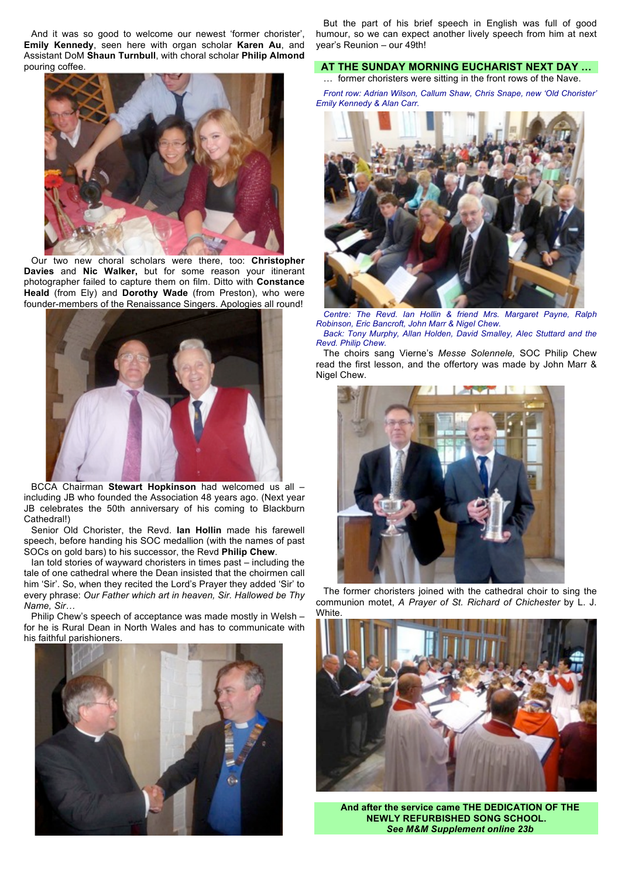And it was so good to welcome our newest 'former chorister', **Emily Kennedy**, seen here with organ scholar **Karen Au**, and Assistant DoM **Shaun Turnbull**, with choral scholar **Philip Almond** pouring coffee.

Our two new choral scholars were there, too: **Christopher Davies** and **Nic Walker,** but for some reason your itinerant photographer failed to capture them on film. Ditto with **Constance Heald** (from Ely) and **Dorothy Wade** (from Preston), who were founder-members of the Renaissance Singers. Apologies all round!

BCCA Chairman **Stewart Hopkinson** had welcomed us all – including JB who founded the Association 48 years ago. (Next year JB celebrates the 50th anniversary of his coming to Blackburn Cathedral!)

Senior Old Chorister, the Revd. **Ian Hollin** made his farewell speech, before handing his SOC medallion (with the names of past SOCs on gold bars) to his successor, the Revd **Philip Chew**.

Ian told stories of wayward choristers in times past – including the tale of one cathedral where the Dean insisted that the choirmen call him 'Sir'. So, when they recited the Lord's Prayer they added 'Sir' to every phrase: *Our Father which art in heaven, Sir. Hallowed be Thy Name, Sir…*

Philip Chew's speech of acceptance was made mostly in Welsh – for he is Rural Dean in North Wales and has to communicate with his faithful parishioners.

But the part of his brief speech in English was full of good humour, so we can expect another lively speech from him at next year's Reunion – our 49th!

## AT THE SUNDAY MORNING EUCHARIST NEXT DAY …

… former choristers were sitting in the front rows of the Nave.

*Front row: Adrian Wilson, Callum Shaw, Chris Snape, new 'Old Chorister' Emily Kennedy & Alan Carr.*

*Centre: The Revd. Ian Hollin & friend Mrs. Margaret Payne, Ralph Robinson, Eric Bancroft, John Marr & Nigel Chew.*

*Back: Tony Murphy, Allan Holden, David Smalley, Alec Stuttard and the Revd. Philip Chew.*

The choirs sang Vierne's *Messe Solennele,* SOC Philip Chew read the first lesson, and the offertory was made by John Marr & Nigel Chew.

The former choristers joined with the cathedral choir to sing the communion motet, *A Prayer of St. Richard of Chichester* by L. J. White.

**And after the service came THE DEDICATION OF THE NEWLY REFURBISHED SONG SCHOOL.**
***See M&M Supplement online 23b***